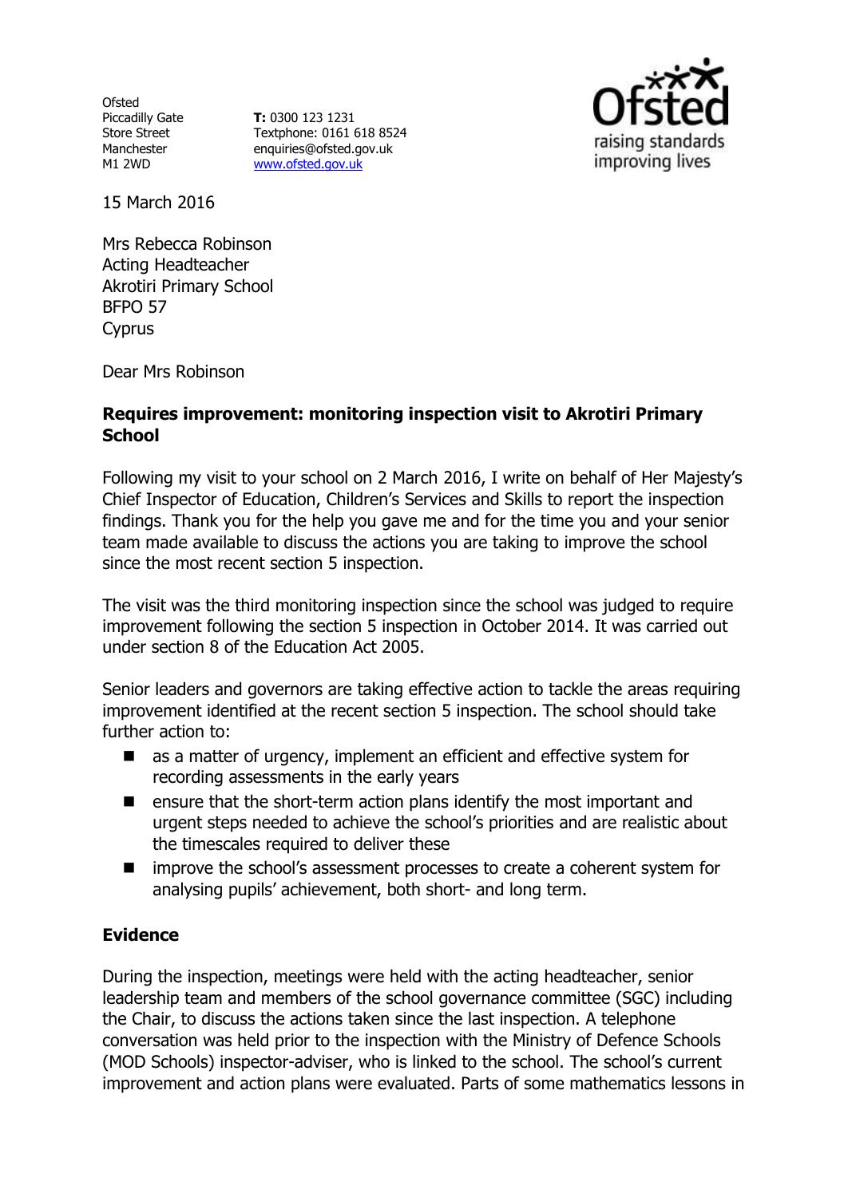Ofsted
Piccadilly Gate
Store Street
Manchester
M1 2WD

**T:** 0300 123 1231
Textphone: 0161 618 8524
enquiries@ofsted.gov.uk
www.ofsted.gov.uk

15 March 2016

Mrs Rebecca Robinson
Acting Headteacher
Akrotiri Primary School
BFPO 57
Cyprus

Dear Mrs Robinson

**Requires improvement: monitoring inspection visit to Akrotiri Primary School**

Following my visit to your school on 2 March 2016, I write on behalf of Her Majesty's Chief Inspector of Education, Children's Services and Skills to report the inspection findings. Thank you for the help you gave me and for the time you and your senior team made available to discuss the actions you are taking to improve the school since the most recent section 5 inspection.

The visit was the third monitoring inspection since the school was judged to require improvement following the section 5 inspection in October 2014. It was carried out under section 8 of the Education Act 2005.

Senior leaders and governors are taking effective action to tackle the areas requiring improvement identified at the recent section 5 inspection. The school should take further action to:

- as a matter of urgency, implement an efficient and effective system for recording assessments in the early years
- ensure that the short-term action plans identify the most important and urgent steps needed to achieve the school's priorities and are realistic about the timescales required to deliver these
- improve the school's assessment processes to create a coherent system for analysing pupils' achievement, both short- and long term.

**Evidence**

During the inspection, meetings were held with the acting headteacher, senior leadership team and members of the school governance committee (SGC) including the Chair, to discuss the actions taken since the last inspection. A telephone conversation was held prior to the inspection with the Ministry of Defence Schools (MOD Schools) inspector-adviser, who is linked to the school. The school's current improvement and action plans were evaluated. Parts of some mathematics lessons in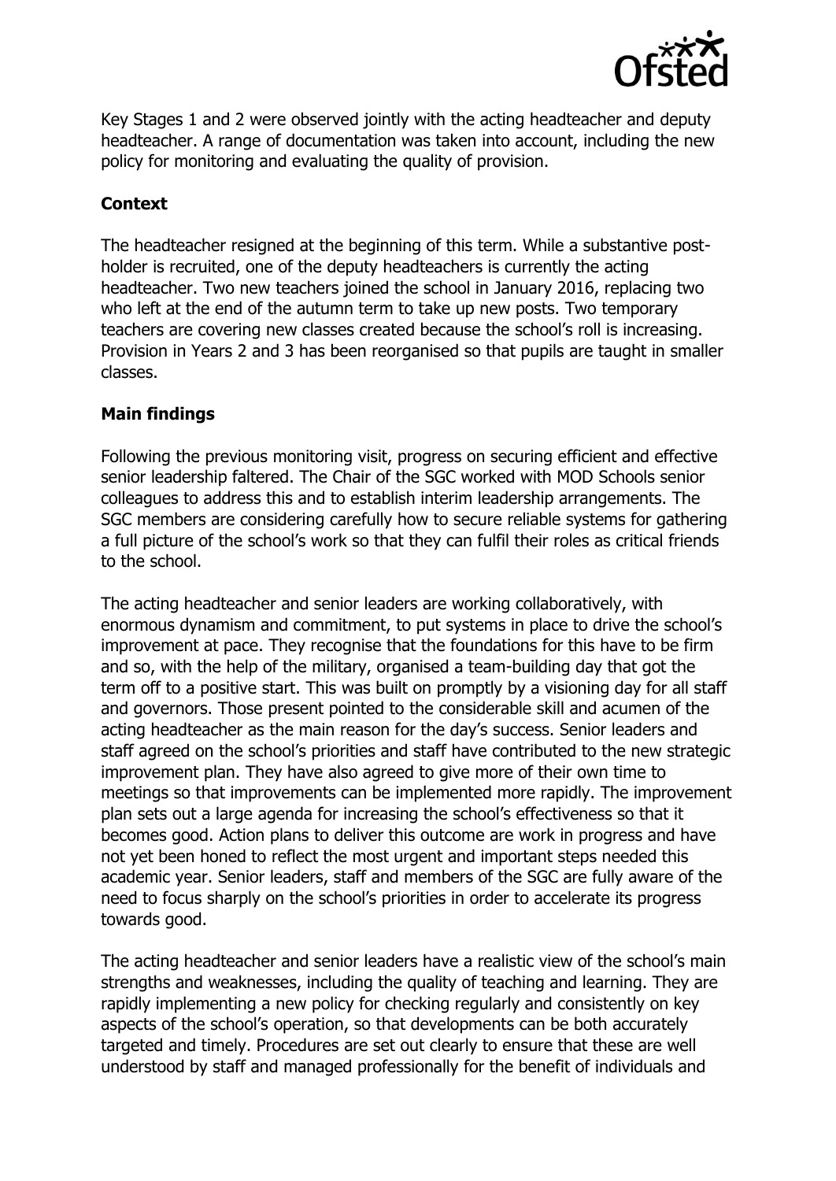Key Stages 1 and 2 were observed jointly with the acting headteacher and deputy headteacher. A range of documentation was taken into account, including the new policy for monitoring and evaluating the quality of provision.

**Context**

The headteacher resigned at the beginning of this term. While a substantive post-holder is recruited, one of the deputy headteachers is currently the acting headteacher. Two new teachers joined the school in January 2016, replacing two who left at the end of the autumn term to take up new posts. Two temporary teachers are covering new classes created because the school's roll is increasing. Provision in Years 2 and 3 has been reorganised so that pupils are taught in smaller classes.

**Main findings**

Following the previous monitoring visit, progress on securing efficient and effective senior leadership faltered. The Chair of the SGC worked with MOD Schools senior colleagues to address this and to establish interim leadership arrangements. The SGC members are considering carefully how to secure reliable systems for gathering a full picture of the school's work so that they can fulfil their roles as critical friends to the school.

The acting headteacher and senior leaders are working collaboratively, with enormous dynamism and commitment, to put systems in place to drive the school's improvement at pace. They recognise that the foundations for this have to be firm and so, with the help of the military, organised a team-building day that got the term off to a positive start. This was built on promptly by a visioning day for all staff and governors. Those present pointed to the considerable skill and acumen of the acting headteacher as the main reason for the day's success. Senior leaders and staff agreed on the school's priorities and staff have contributed to the new strategic improvement plan. They have also agreed to give more of their own time to meetings so that improvements can be implemented more rapidly. The improvement plan sets out a large agenda for increasing the school's effectiveness so that it becomes good. Action plans to deliver this outcome are work in progress and have not yet been honed to reflect the most urgent and important steps needed this academic year. Senior leaders, staff and members of the SGC are fully aware of the need to focus sharply on the school's priorities in order to accelerate its progress towards good.

The acting headteacher and senior leaders have a realistic view of the school's main strengths and weaknesses, including the quality of teaching and learning. They are rapidly implementing a new policy for checking regularly and consistently on key aspects of the school's operation, so that developments can be both accurately targeted and timely. Procedures are set out clearly to ensure that these are well understood by staff and managed professionally for the benefit of individuals and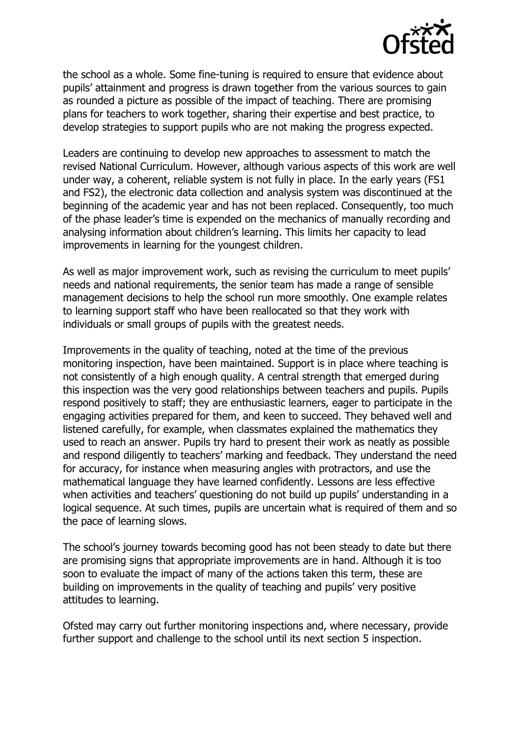the school as a whole. Some fine-tuning is required to ensure that evidence about pupils' attainment and progress is drawn together from the various sources to gain as rounded a picture as possible of the impact of teaching. There are promising plans for teachers to work together, sharing their expertise and best practice, to develop strategies to support pupils who are not making the progress expected.

Leaders are continuing to develop new approaches to assessment to match the revised National Curriculum. However, although various aspects of this work are well under way, a coherent, reliable system is not fully in place. In the early years (FS1 and FS2), the electronic data collection and analysis system was discontinued at the beginning of the academic year and has not been replaced. Consequently, too much of the phase leader's time is expended on the mechanics of manually recording and analysing information about children's learning. This limits her capacity to lead improvements in learning for the youngest children.

As well as major improvement work, such as revising the curriculum to meet pupils' needs and national requirements, the senior team has made a range of sensible management decisions to help the school run more smoothly. One example relates to learning support staff who have been reallocated so that they work with individuals or small groups of pupils with the greatest needs.

Improvements in the quality of teaching, noted at the time of the previous monitoring inspection, have been maintained. Support is in place where teaching is not consistently of a high enough quality. A central strength that emerged during this inspection was the very good relationships between teachers and pupils. Pupils respond positively to staff; they are enthusiastic learners, eager to participate in the engaging activities prepared for them, and keen to succeed. They behaved well and listened carefully, for example, when classmates explained the mathematics they used to reach an answer. Pupils try hard to present their work as neatly as possible and respond diligently to teachers' marking and feedback. They understand the need for accuracy, for instance when measuring angles with protractors, and use the mathematical language they have learned confidently. Lessons are less effective when activities and teachers' questioning do not build up pupils' understanding in a logical sequence. At such times, pupils are uncertain what is required of them and so the pace of learning slows.

The school's journey towards becoming good has not been steady to date but there are promising signs that appropriate improvements are in hand. Although it is too soon to evaluate the impact of many of the actions taken this term, these are building on improvements in the quality of teaching and pupils' very positive attitudes to learning.

Ofsted may carry out further monitoring inspections and, where necessary, provide further support and challenge to the school until its next section 5 inspection.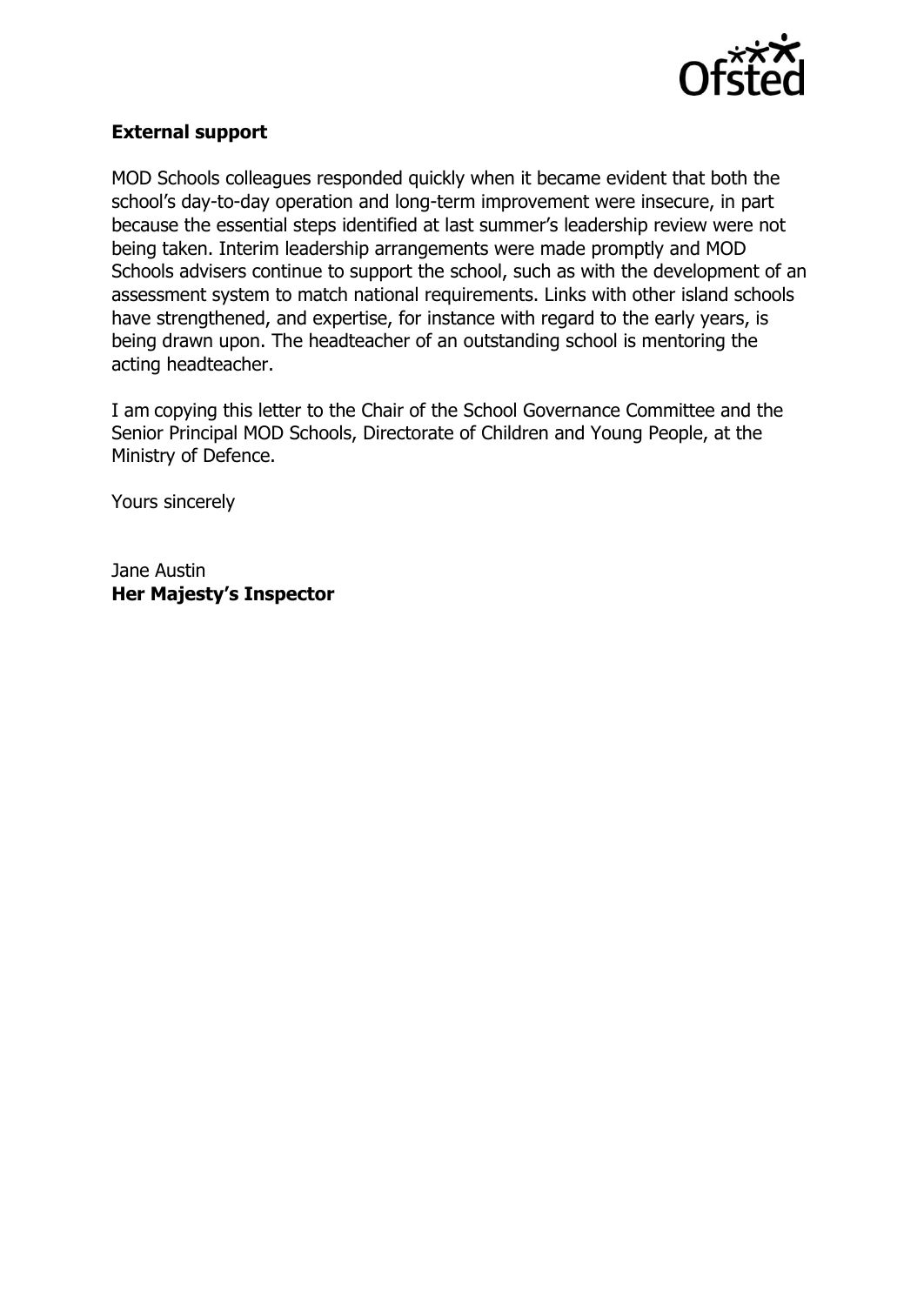**External support**

MOD Schools colleagues responded quickly when it became evident that both the school's day-to-day operation and long-term improvement were insecure, in part because the essential steps identified at last summer's leadership review were not being taken. Interim leadership arrangements were made promptly and MOD Schools advisers continue to support the school, such as with the development of an assessment system to match national requirements. Links with other island schools have strengthened, and expertise, for instance with regard to the early years, is being drawn upon. The headteacher of an outstanding school is mentoring the acting headteacher.

I am copying this letter to the Chair of the School Governance Committee and the Senior Principal MOD Schools, Directorate of Children and Young People, at the Ministry of Defence.

Yours sincerely

Jane Austin
**Her Majesty's Inspector**